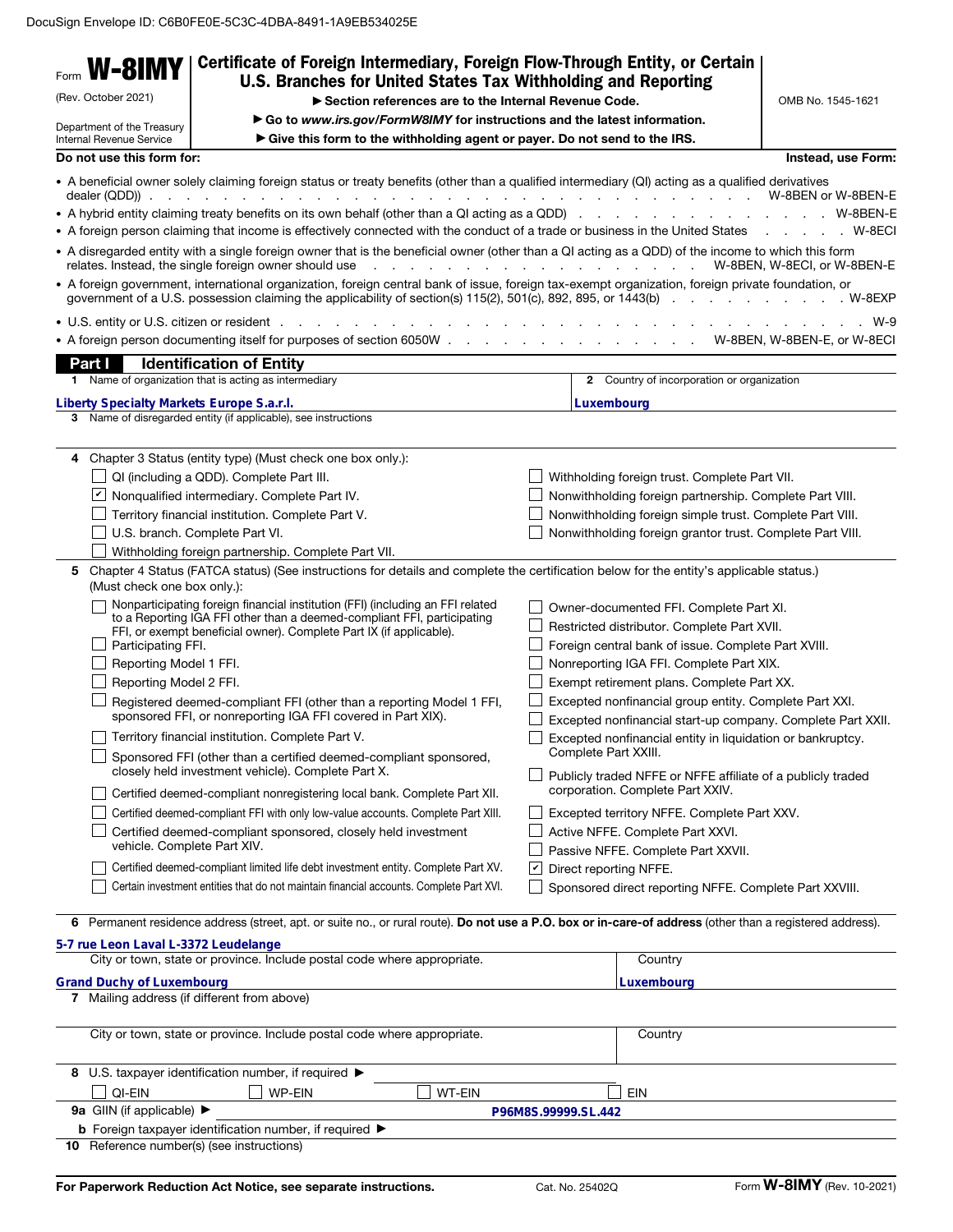DocuSign Envelope ID: C6B0FE0E-5C3C-4DBA-8491-1A9EB534025E

# Form W-8IMY

(Rev. October 2021)

Department of the Treasury
Internal Revenue Service

## Certificate of Foreign Intermediary, Foreign Flow-Through Entity, or Certain U.S. Branches for United States Tax Withholding and Reporting

▶ Section references are to the Internal Revenue Code.

▶ Go to *www.irs.gov/FormW8IMY* for instructions and the latest information.

▶ Give this form to the withholding agent or payer. Do not send to the IRS.

OMB No. 1545-1621

| **Do not use this form for:** | **Instead, use Form:** |
|---|---|
| • A beneficial owner solely claiming foreign status or treaty benefits (other than a qualified intermediary (QI) acting as a qualified derivatives dealer (QDD)) | W-8BEN or W-8BEN-E |
| • A hybrid entity claiming treaty benefits on its own behalf (other than a QI acting as a QDD) | W-8BEN-E |
| • A foreign person claiming that income is effectively connected with the conduct of a trade or business in the United States | W-8ECI |
| • A disregarded entity with a single foreign owner that is the beneficial owner (other than a QI acting as a QDD) of the income to which this form relates. Instead, the single foreign owner should use | W-8BEN, W-8ECI, or W-8BEN-E |
| • A foreign government, international organization, foreign central bank of issue, foreign tax-exempt organization, foreign private foundation, or government of a U.S. possession claiming the applicability of section(s) 115(2), 501(c), 892, 895, or 1443(b) | W-8EXP |
| • U.S. entity or U.S. citizen or resident | W-9 |
| • A foreign person documenting itself for purposes of section 6050W | W-8BEN, W-8BEN-E, or W-8ECI |

## Part I Identification of Entity

**1** Name of organization that is acting as intermediary: Liberty Specialty Markets Europe S.a.r.l.

**2** Country of incorporation or organization: Luxembourg

**3** Name of disregarded entity (if applicable), see instructions:

**4** Chapter 3 Status (entity type) (Must check one box only.):

- ☐ QI (including a QDD). Complete Part III.
- ☑ Nonqualified intermediary. Complete Part IV.
- ☐ Territory financial institution. Complete Part V.
- ☐ U.S. branch. Complete Part VI.
- ☐ Withholding foreign partnership. Complete Part VII.
- ☐ Withholding foreign trust. Complete Part VII.
- ☐ Nonwithholding foreign partnership. Complete Part VIII.
- ☐ Nonwithholding foreign simple trust. Complete Part VIII.
- ☐ Nonwithholding foreign grantor trust. Complete Part VIII.

**5** Chapter 4 Status (FATCA status) (See instructions for details and complete the certification below for the entity's applicable status.) (Must check one box only.):

- ☐ Nonparticipating foreign financial institution (FFI) (including an FFI related to a Reporting IGA FFI other than a deemed-compliant FFI, participating FFI, or exempt beneficial owner). Complete Part IX (if applicable).
- ☐ Participating FFI.
- ☐ Reporting Model 1 FFI.
- ☐ Reporting Model 2 FFI.
- ☐ Registered deemed-compliant FFI (other than a reporting Model 1 FFI, sponsored FFI, or nonreporting IGA FFI covered in Part XIX).
- ☐ Territory financial institution. Complete Part V.
- ☐ Sponsored FFI (other than a certified deemed-compliant sponsored, closely held investment vehicle). Complete Part X.
- ☐ Certified deemed-compliant nonregistering local bank. Complete Part XII.
- ☐ Certified deemed-compliant FFI with only low-value accounts. Complete Part XIII.
- ☐ Certified deemed-compliant sponsored, closely held investment vehicle. Complete Part XIV.
- ☐ Certified deemed-compliant limited life debt investment entity. Complete Part XV.
- ☐ Certain investment entities that do not maintain financial accounts. Complete Part XVI.
- ☐ Owner-documented FFI. Complete Part XI.
- ☐ Restricted distributor. Complete Part XVII.
- ☐ Foreign central bank of issue. Complete Part XVIII.
- ☐ Nonreporting IGA FFI. Complete Part XIX.
- ☐ Exempt retirement plans. Complete Part XX.
- ☐ Excepted nonfinancial group entity. Complete Part XXI.
- ☐ Excepted nonfinancial start-up company. Complete Part XXII.
- ☐ Excepted nonfinancial entity in liquidation or bankruptcy. Complete Part XXIII.
- ☐ Publicly traded NFFE or NFFE affiliate of a publicly traded corporation. Complete Part XXIV.
- ☐ Excepted territory NFFE. Complete Part XXV.
- ☐ Active NFFE. Complete Part XXVI.
- ☐ Passive NFFE. Complete Part XXVII.
- ☑ Direct reporting NFFE.
- ☐ Sponsored direct reporting NFFE. Complete Part XXVIII.

**6** Permanent residence address (street, apt. or suite no., or rural route). **Do not use a P.O. box or in-care-of address** (other than a registered address).

5-7 rue Leon Laval L-3372 Leudelange

City or town, state or province. Include postal code where appropriate: Grand Duchy of Luxembourg

Country: Luxembourg

**7** Mailing address (if different from above)

City or town, state or province. Include postal code where appropriate:

Country:

**8** U.S. taxpayer identification number, if required ▶

☐ QI-EIN ☐ WP-EIN ☐ WT-EIN ☐ EIN

**9a** GIIN (if applicable) ▶ P96M8S.99999.SL.442

**b** Foreign taxpayer identification number, if required ▶

**10** Reference number(s) (see instructions)

For Paperwork Reduction Act Notice, see separate instructions. Cat. No. 25402Q Form **W-8IMY** (Rev. 10-2021)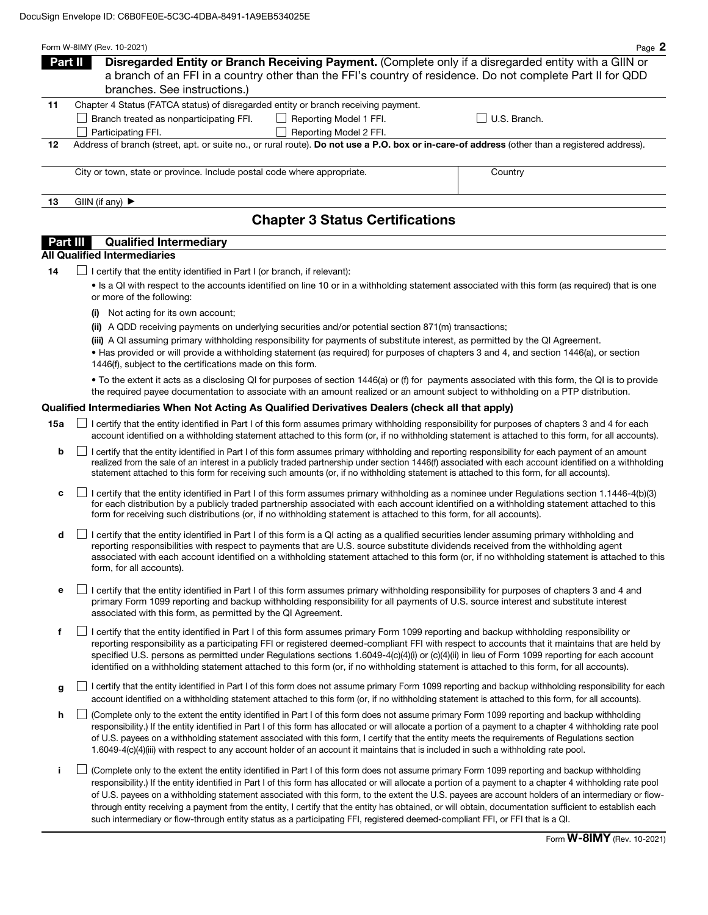DocuSign Envelope ID: C6B0FE0E-5C3C-4DBA-8491-1A9EB534025E

**Part II — Disregarded Entity or Branch Receiving Payment.** (Complete only if a disregarded entity with a GIIN or a branch of an FFI in a country other than the FFI's country of residence. Do not complete Part II for QDD branches. See instructions.)

**11** Chapter 4 Status (FATCA status) of disregarded entity or branch receiving payment.

- ☐ Branch treated as nonparticipating FFI.
- ☐ Reporting Model 1 FFI.
- ☐ U.S. Branch.
- ☐ Participating FFI.
- ☐ Reporting Model 2 FFI.

**12** Address of branch (street, apt. or suite no., or rural route). **Do not use a P.O. box or in-care-of address** (other than a registered address).

| City or town, state or province. Include postal code where appropriate. | Country |
| --- | --- |
| | |

**13** GIIN (if any) ►

## Chapter 3 Status Certifications

### Part III — Qualified Intermediary

**All Qualified Intermediaries**

**14** ☐ I certify that the entity identified in Part I (or branch, if relevant):

- Is a QI with respect to the accounts identified on line 10 or in a withholding statement associated with this form (as required) that is one or more of the following:
  - **(i)** Not acting for its own account;
  - **(ii)** A QDD receiving payments on underlying securities and/or potential section 871(m) transactions;
  - **(iii)** A QI assuming primary withholding responsibility for payments of substitute interest, as permitted by the QI Agreement.
- Has provided or will provide a withholding statement (as required) for purposes of chapters 3 and 4, and section 1446(a), or section 1446(f), subject to the certifications made on this form.
- To the extent it acts as a disclosing QI for purposes of section 1446(a) or (f) for payments associated with this form, the QI is to provide the required payee documentation to associate with an amount realized or an amount subject to withholding on a PTP distribution.

**Qualified Intermediaries When Not Acting As Qualified Derivatives Dealers (check all that apply)**

**15a** ☐ I certify that the entity identified in Part I of this form assumes primary withholding responsibility for purposes of chapters 3 and 4 for each account identified on a withholding statement attached to this form (or, if no withholding statement is attached to this form, for all accounts).

**b** ☐ I certify that the entity identified in Part I of this form assumes primary withholding and reporting responsibility for each payment of an amount realized from the sale of an interest in a publicly traded partnership under section 1446(f) associated with each account identified on a withholding statement attached to this form for receiving such amounts (or, if no withholding statement is attached to this form, for all accounts).

**c** ☐ I certify that the entity identified in Part I of this form assumes primary withholding as a nominee under Regulations section 1.1446-4(b)(3) for each distribution by a publicly traded partnership associated with each account identified on a withholding statement attached to this form for receiving such distributions (or, if no withholding statement is attached to this form, for all accounts).

**d** ☐ I certify that the entity identified in Part I of this form is a QI acting as a qualified securities lender assuming primary withholding and reporting responsibilities with respect to payments that are U.S. source substitute dividends received from the withholding agent associated with each account identified on a withholding statement attached to this form (or, if no withholding statement is attached to this form, for all accounts).

**e** ☐ I certify that the entity identified in Part I of this form assumes primary withholding responsibility for purposes of chapters 3 and 4 and primary Form 1099 reporting and backup withholding responsibility for all payments of U.S. source interest and substitute interest associated with this form, as permitted by the QI Agreement.

**f** ☐ I certify that the entity identified in Part I of this form assumes primary Form 1099 reporting and backup withholding responsibility or reporting responsibility as a participating FFI or registered deemed-compliant FFI with respect to accounts that it maintains that are held by specified U.S. persons as permitted under Regulations sections 1.6049-4(c)(4)(i) or (c)(4)(ii) in lieu of Form 1099 reporting for each account identified on a withholding statement attached to this form (or, if no withholding statement is attached to this form, for all accounts).

**g** ☐ I certify that the entity identified in Part I of this form does not assume primary Form 1099 reporting and backup withholding responsibility for each account identified on a withholding statement attached to this form (or, if no withholding statement is attached to this form, for all accounts).

**h** ☐ (Complete only to the extent the entity identified in Part I of this form does not assume primary Form 1099 reporting and backup withholding responsibility.) If the entity identified in Part I of this form has allocated or will allocate a portion of a payment to a chapter 4 withholding rate pool of U.S. payees on a withholding statement associated with this form, I certify that the entity meets the requirements of Regulations section 1.6049-4(c)(4)(iii) with respect to any account holder of an account it maintains that is included in such a withholding rate pool.

**i** ☐ (Complete only to the extent the entity identified in Part I of this form does not assume primary Form 1099 reporting and backup withholding responsibility.) If the entity identified in Part I of this form has allocated or will allocate a portion of a payment to a chapter 4 withholding rate pool of U.S. payees on a withholding statement associated with this form, to the extent the U.S. payees are account holders of an intermediary or flow-through entity receiving a payment from the entity, I certify that the entity has obtained, or will obtain, documentation sufficient to establish each such intermediary or flow-through entity status as a participating FFI, registered deemed-compliant FFI, or FFI that is a QI.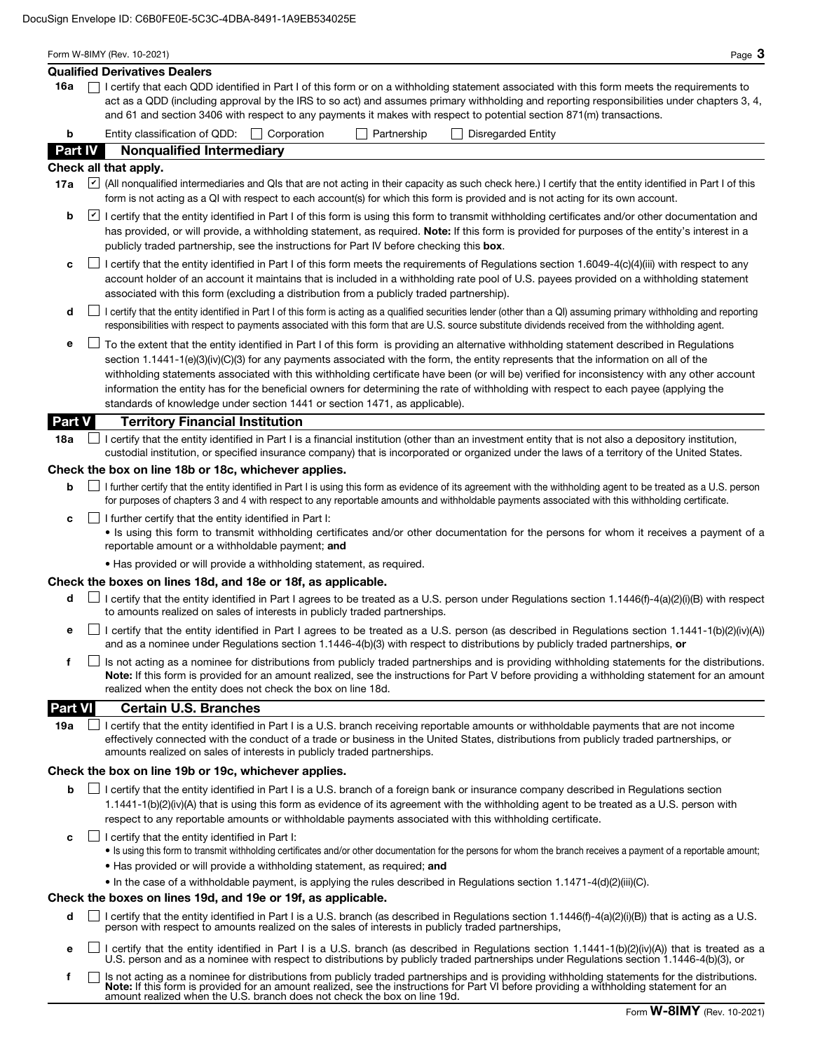### Qualified Derivatives Dealers

**16a** ☐ I certify that each QDD identified in Part I of this form or on a withholding statement associated with this form meets the requirements to act as a QDD (including approval by the IRS to so act) and assumes primary withholding and reporting responsibilities under chapters 3, 4, and 61 and section 3406 with respect to any payments it makes with respect to potential section 871(m) transactions.

**b** Entity classification of QDD: ☐ Corporation ☐ Partnership ☐ Disregarded Entity

## Part IV Nonqualified Intermediary

**Check all that apply.**

**17a** ☑ (All nonqualified intermediaries and QIs that are not acting in their capacity as such check here.) I certify that the entity identified in Part I of this form is not acting as a QI with respect to each account(s) for which this form is provided and is not acting for its own account.

**b** ☑ I certify that the entity identified in Part I of this form is using this form to transmit withholding certificates and/or other documentation and has provided, or will provide, a withholding statement, as required. **Note:** If this form is provided for purposes of the entity's interest in a publicly traded partnership, see the instructions for Part IV before checking this **box**.

**c** ☐ I certify that the entity identified in Part I of this form meets the requirements of Regulations section 1.6049-4(c)(4)(iii) with respect to any account holder of an account it maintains that is included in a withholding rate pool of U.S. payees provided on a withholding statement associated with this form (excluding a distribution from a publicly traded partnership).

**d** ☐ I certify that the entity identified in Part I of this form is acting as a qualified securities lender (other than a QI) assuming primary withholding and reporting responsibilities with respect to payments associated with this form that are U.S. source substitute dividends received from the withholding agent.

**e** ☐ To the extent that the entity identified in Part I of this form is providing an alternative withholding statement described in Regulations section 1.1441-1(e)(3)(iv)(C)(3) for any payments associated with the form, the entity represents that the information on all of the withholding statements associated with this withholding certificate have been (or will be) verified for inconsistency with any other account information the entity has for the beneficial owners for determining the rate of withholding with respect to each payee (applying the standards of knowledge under section 1441 or section 1471, as applicable).

## Part V Territory Financial Institution

**18a** ☐ I certify that the entity identified in Part I is a financial institution (other than an investment entity that is not also a depository institution, custodial institution, or specified insurance company) that is incorporated or organized under the laws of a territory of the United States.

**Check the box on line 18b or 18c, whichever applies.**

**b** ☐ I further certify that the entity identified in Part I is using this form as evidence of its agreement with the withholding agent to be treated as a U.S. person for purposes of chapters 3 and 4 with respect to any reportable amounts and withholdable payments associated with this withholding certificate.

**c** ☐ I further certify that the entity identified in Part I:

- Is using this form to transmit withholding certificates and/or other documentation for the persons for whom it receives a payment of a reportable amount or a withholdable payment; **and**
- Has provided or will provide a withholding statement, as required.

**Check the boxes on lines 18d, and 18e or 18f, as applicable.**

**d** ☐ I certify that the entity identified in Part I agrees to be treated as a U.S. person under Regulations section 1.1446(f)-4(a)(2)(i)(B) with respect to amounts realized on sales of interests in publicly traded partnerships.

**e** ☐ I certify that the entity identified in Part I agrees to be treated as a U.S. person (as described in Regulations section 1.1441-1(b)(2)(iv)(A)) and as a nominee under Regulations section 1.1446-4(b)(3) with respect to distributions by publicly traded partnerships, **or**

**f** ☐ Is not acting as a nominee for distributions from publicly traded partnerships and is providing withholding statements for the distributions. **Note:** If this form is provided for an amount realized, see the instructions for Part V before providing a withholding statement for an amount realized when the entity does not check the box on line 18d.

## Part VI Certain U.S. Branches

**19a** ☐ I certify that the entity identified in Part I is a U.S. branch receiving reportable amounts or withholdable payments that are not income effectively connected with the conduct of a trade or business in the United States, distributions from publicly traded partnerships, or amounts realized on sales of interests in publicly traded partnerships.

**Check the box on line 19b or 19c, whichever applies.**

**b** ☐ I certify that the entity identified in Part I is a U.S. branch of a foreign bank or insurance company described in Regulations section 1.1441-1(b)(2)(iv)(A) that is using this form as evidence of its agreement with the withholding agent to be treated as a U.S. person with respect to any reportable amounts or withholdable payments associated with this withholding certificate.

**c** ☐ I certify that the entity identified in Part I:

- Is using this form to transmit withholding certificates and/or other documentation for the persons for whom the branch receives a payment of a reportable amount;
- Has provided or will provide a withholding statement, as required; **and**
- In the case of a withholdable payment, is applying the rules described in Regulations section 1.1471-4(d)(2)(iii)(C).

**Check the boxes on lines 19d, and 19e or 19f, as applicable.**

**d** ☐ I certify that the entity identified in Part I is a U.S. branch (as described in Regulations section 1.1446(f)-4(a)(2)(i)(B)) that is acting as a U.S. person with respect to amounts realized on the sales of interests in publicly traded partnerships,

**e** ☐ I certify that the entity identified in Part I is a U.S. branch (as described in Regulations section 1.1441-1(b)(2)(iv)(A)) that is treated as a U.S. person and as a nominee with respect to distributions by publicly traded partnerships under Regulations section 1.1446-4(b)(3), or

**f** ☐ Is not acting as a nominee for distributions from publicly traded partnerships and is providing withholding statements for the distributions. **Note:** If this form is provided for an amount realized, see the instructions for Part VI before providing a withholding statement for an amount realized when the U.S. branch does not check the box on line 19d.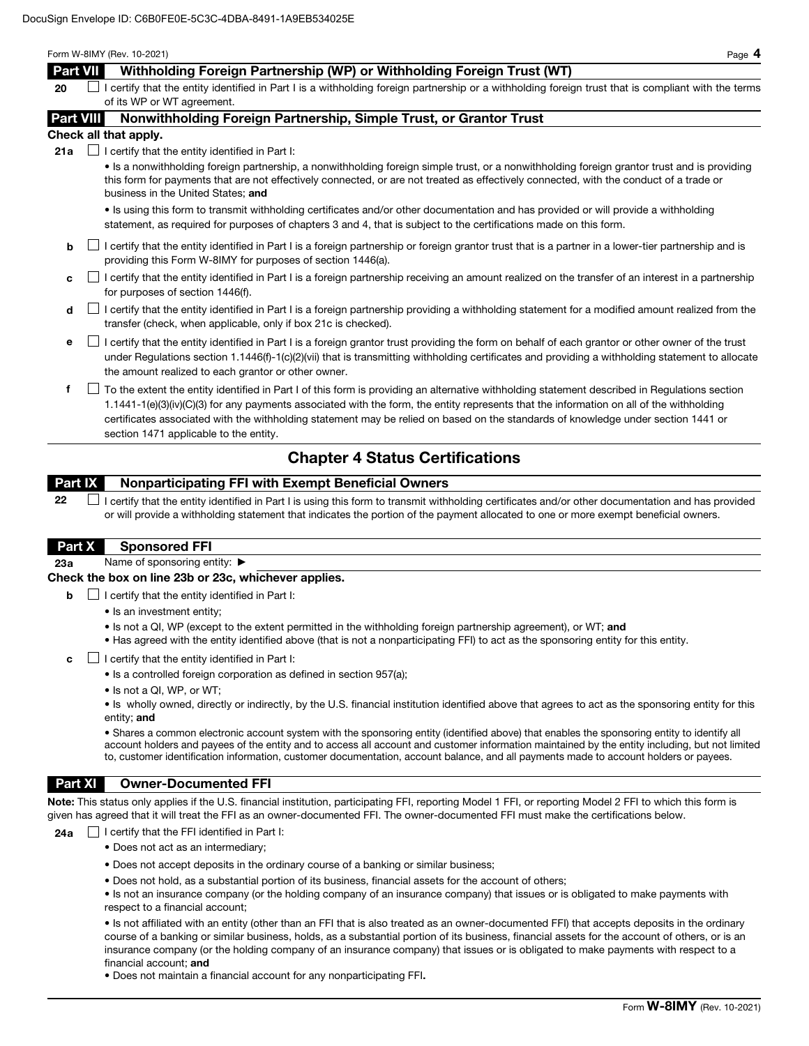DocuSign Envelope ID: C6B0FE0E-5C3C-4DBA-8491-1A9EB534025E

## Part VII — Withholding Foreign Partnership (WP) or Withholding Foreign Trust (WT)

**20** ☐ I certify that the entity identified in Part I is a withholding foreign partnership or a withholding foreign trust that is compliant with the terms of its WP or WT agreement.

## Part VIII — Nonwithholding Foreign Partnership, Simple Trust, or Grantor Trust

**Check all that apply.**

**21a** ☐ I certify that the entity identified in Part I:

- Is a nonwithholding foreign partnership, a nonwithholding foreign simple trust, or a nonwithholding foreign grantor trust and is providing this form for payments that are not effectively connected, or are not treated as effectively connected, with the conduct of a trade or business in the United States; **and**
- Is using this form to transmit withholding certificates and/or other documentation and has provided or will provide a withholding statement, as required for purposes of chapters 3 and 4, that is subject to the certifications made on this form.

**b** ☐ I certify that the entity identified in Part I is a foreign partnership or foreign grantor trust that is a partner in a lower-tier partnership and is providing this Form W-8IMY for purposes of section 1446(a).

**c** ☐ I certify that the entity identified in Part I is a foreign partnership receiving an amount realized on the transfer of an interest in a partnership for purposes of section 1446(f).

**d** ☐ I certify that the entity identified in Part I is a foreign partnership providing a withholding statement for a modified amount realized from the transfer (check, when applicable, only if box 21c is checked).

**e** ☐ I certify that the entity identified in Part I is a foreign grantor trust providing the form on behalf of each grantor or other owner of the trust under Regulations section 1.1446(f)-1(c)(2)(vii) that is transmitting withholding certificates and providing a withholding statement to allocate the amount realized to each grantor or other owner.

**f** ☐ To the extent the entity identified in Part I of this form is providing an alternative withholding statement described in Regulations section 1.1441-1(e)(3)(iv)(C)(3) for any payments associated with the form, the entity represents that the information on all of the withholding certificates associated with the withholding statement may be relied on based on the standards of knowledge under section 1441 or section 1471 applicable to the entity.

# Chapter 4 Status Certifications

## Part IX — Nonparticipating FFI with Exempt Beneficial Owners

**22** ☐ I certify that the entity identified in Part I is using this form to transmit withholding certificates and/or other documentation and has provided or will provide a withholding statement that indicates the portion of the payment allocated to one or more exempt beneficial owners.

## Part X — Sponsored FFI

**23a** Name of sponsoring entity: ►

**Check the box on line 23b or 23c, whichever applies.**

**b** ☐ I certify that the entity identified in Part I:

- Is an investment entity;
- Is not a QI, WP (except to the extent permitted in the withholding foreign partnership agreement), or WT; **and**
- Has agreed with the entity identified above (that is not a nonparticipating FFI) to act as the sponsoring entity for this entity.

**c** ☐ I certify that the entity identified in Part I:

- Is a controlled foreign corporation as defined in section 957(a);
- Is not a QI, WP, or WT;
- Is wholly owned, directly or indirectly, by the U.S. financial institution identified above that agrees to act as the sponsoring entity for this entity; **and**
- Shares a common electronic account system with the sponsoring entity (identified above) that enables the sponsoring entity to identify all account holders and payees of the entity and to access all account and customer information maintained by the entity including, but not limited to, customer identification information, customer documentation, account balance, and all payments made to account holders or payees.

## Part XI — Owner-Documented FFI

**Note:** This status only applies if the U.S. financial institution, participating FFI, reporting Model 1 FFI, or reporting Model 2 FFI to which this form is given has agreed that it will treat the FFI as an owner-documented FFI. The owner-documented FFI must make the certifications below.

**24a** ☐ I certify that the FFI identified in Part I:

- Does not act as an intermediary;
- Does not accept deposits in the ordinary course of a banking or similar business;
- Does not hold, as a substantial portion of its business, financial assets for the account of others;
- Is not an insurance company (or the holding company of an insurance company) that issues or is obligated to make payments with respect to a financial account;
- Is not affiliated with an entity (other than an FFI that is also treated as an owner-documented FFI) that accepts deposits in the ordinary course of a banking or similar business, holds, as a substantial portion of its business, financial assets for the account of others, or is an insurance company (or the holding company of an insurance company) that issues or is obligated to make payments with respect to a financial account; **and**
- Does not maintain a financial account for any nonparticipating FFI**.**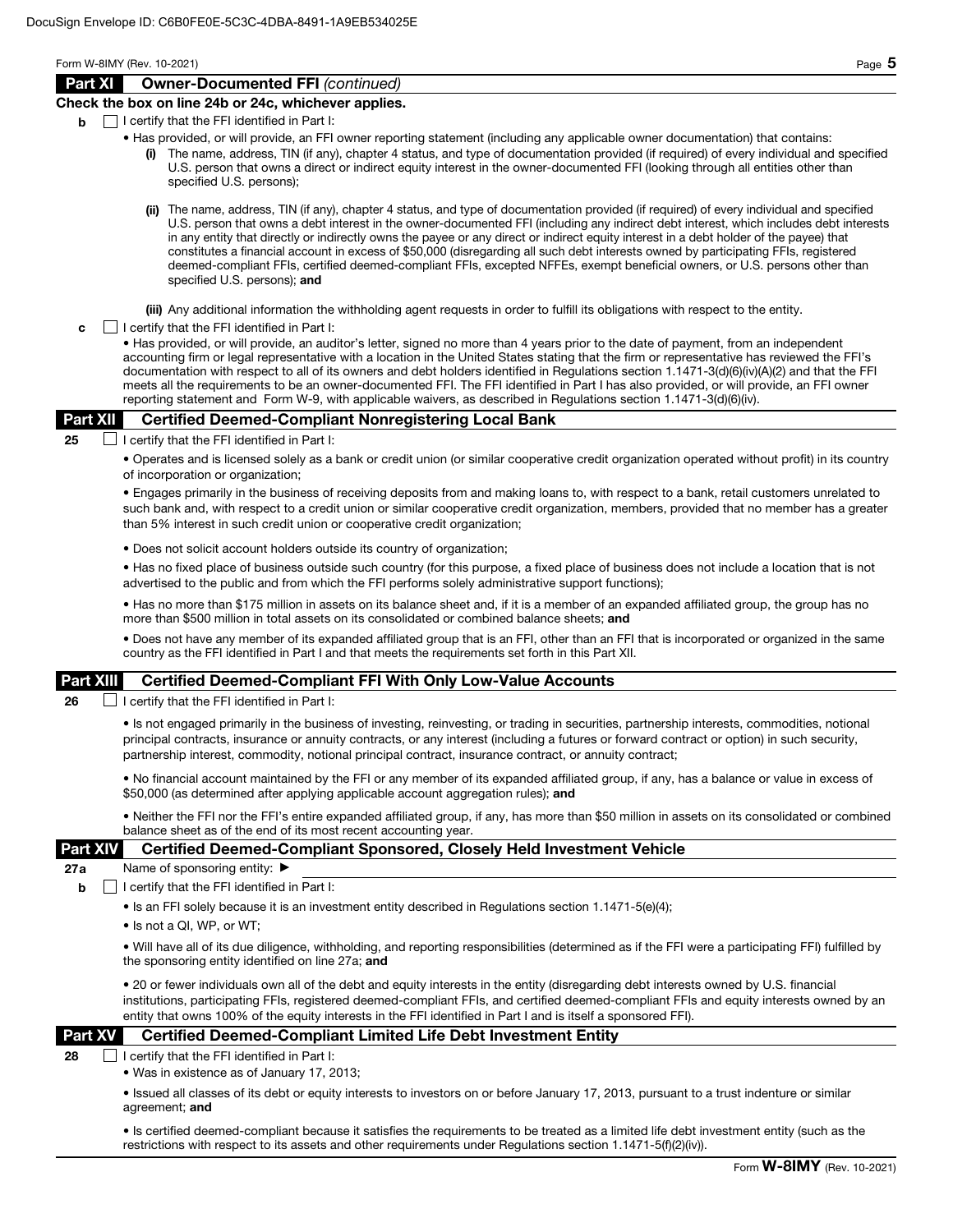## Part XI Owner-Documented FFI *(continued)*

**Check the box on line 24b or 24c, whichever applies.**

**b** ☐ I certify that the FFI identified in Part I:

- Has provided, or will provide, an FFI owner reporting statement (including any applicable owner documentation) that contains:
  - **(i)** The name, address, TIN (if any), chapter 4 status, and type of documentation provided (if required) of every individual and specified U.S. person that owns a direct or indirect equity interest in the owner-documented FFI (looking through all entities other than specified U.S. persons);
  - **(ii)** The name, address, TIN (if any), chapter 4 status, and type of documentation provided (if required) of every individual and specified U.S. person that owns a debt interest in the owner-documented FFI (including any indirect debt interest, which includes debt interests in any entity that directly or indirectly owns the payee or any direct or indirect equity interest in a debt holder of the payee) that constitutes a financial account in excess of $50,000 (disregarding all such debt interests owned by participating FFIs, registered deemed-compliant FFIs, certified deemed-compliant FFIs, excepted NFFEs, exempt beneficial owners, or U.S. persons other than specified U.S. persons); **and**
  - **(iii)** Any additional information the withholding agent requests in order to fulfill its obligations with respect to the entity.

**c** ☐ I certify that the FFI identified in Part I:

- Has provided, or will provide, an auditor's letter, signed no more than 4 years prior to the date of payment, from an independent accounting firm or legal representative with a location in the United States stating that the firm or representative has reviewed the FFI's documentation with respect to all of its owners and debt holders identified in Regulations section 1.1471-3(d)(6)(iv)(A)(2) and that the FFI meets all the requirements to be an owner-documented FFI. The FFI identified in Part I has also provided, or will provide, an FFI owner reporting statement and Form W-9, with applicable waivers, as described in Regulations section 1.1471-3(d)(6)(iv).

## Part XII Certified Deemed-Compliant Nonregistering Local Bank

**25** ☐ I certify that the FFI identified in Part I:

- Operates and is licensed solely as a bank or credit union (or similar cooperative credit organization operated without profit) in its country of incorporation or organization;
- Engages primarily in the business of receiving deposits from and making loans to, with respect to a bank, retail customers unrelated to such bank and, with respect to a credit union or similar cooperative credit organization, members, provided that no member has a greater than 5% interest in such credit union or cooperative credit organization;
- Does not solicit account holders outside its country of organization;
- Has no fixed place of business outside such country (for this purpose, a fixed place of business does not include a location that is not advertised to the public and from which the FFI performs solely administrative support functions);
- Has no more than $175 million in assets on its balance sheet and, if it is a member of an expanded affiliated group, the group has no more than $500 million in total assets on its consolidated or combined balance sheets; **and**
- Does not have any member of its expanded affiliated group that is an FFI, other than an FFI that is incorporated or organized in the same country as the FFI identified in Part I and that meets the requirements set forth in this Part XII.

## Part XIII Certified Deemed-Compliant FFI With Only Low-Value Accounts

**26** ☐ I certify that the FFI identified in Part I:

- Is not engaged primarily in the business of investing, reinvesting, or trading in securities, partnership interests, commodities, notional principal contracts, insurance or annuity contracts, or any interest (including a futures or forward contract or option) in such security, partnership interest, commodity, notional principal contract, insurance contract, or annuity contract;
- No financial account maintained by the FFI or any member of its expanded affiliated group, if any, has a balance or value in excess of $50,000 (as determined after applying applicable account aggregation rules); **and**
- Neither the FFI nor the FFI's entire expanded affiliated group, if any, has more than $50 million in assets on its consolidated or combined balance sheet as of the end of its most recent accounting year.

## Part XIV Certified Deemed-Compliant Sponsored, Closely Held Investment Vehicle

**27a** Name of sponsoring entity: ▶

**b** ☐ I certify that the FFI identified in Part I:

- Is an FFI solely because it is an investment entity described in Regulations section 1.1471-5(e)(4);
- Is not a QI, WP, or WT;
- Will have all of its due diligence, withholding, and reporting responsibilities (determined as if the FFI were a participating FFI) fulfilled by the sponsoring entity identified on line 27a; **and**
- 20 or fewer individuals own all of the debt and equity interests in the entity (disregarding debt interests owned by U.S. financial institutions, participating FFIs, registered deemed-compliant FFIs, and certified deemed-compliant FFIs and equity interests owned by an entity that owns 100% of the equity interests in the FFI identified in Part I and is itself a sponsored FFI).

## Part XV Certified Deemed-Compliant Limited Life Debt Investment Entity

**28** ☐ I certify that the FFI identified in Part I:

- Was in existence as of January 17, 2013;
- Issued all classes of its debt or equity interests to investors on or before January 17, 2013, pursuant to a trust indenture or similar agreement; **and**
- Is certified deemed-compliant because it satisfies the requirements to be treated as a limited life debt investment entity (such as the restrictions with respect to its assets and other requirements under Regulations section 1.1471-5(f)(2)(iv)).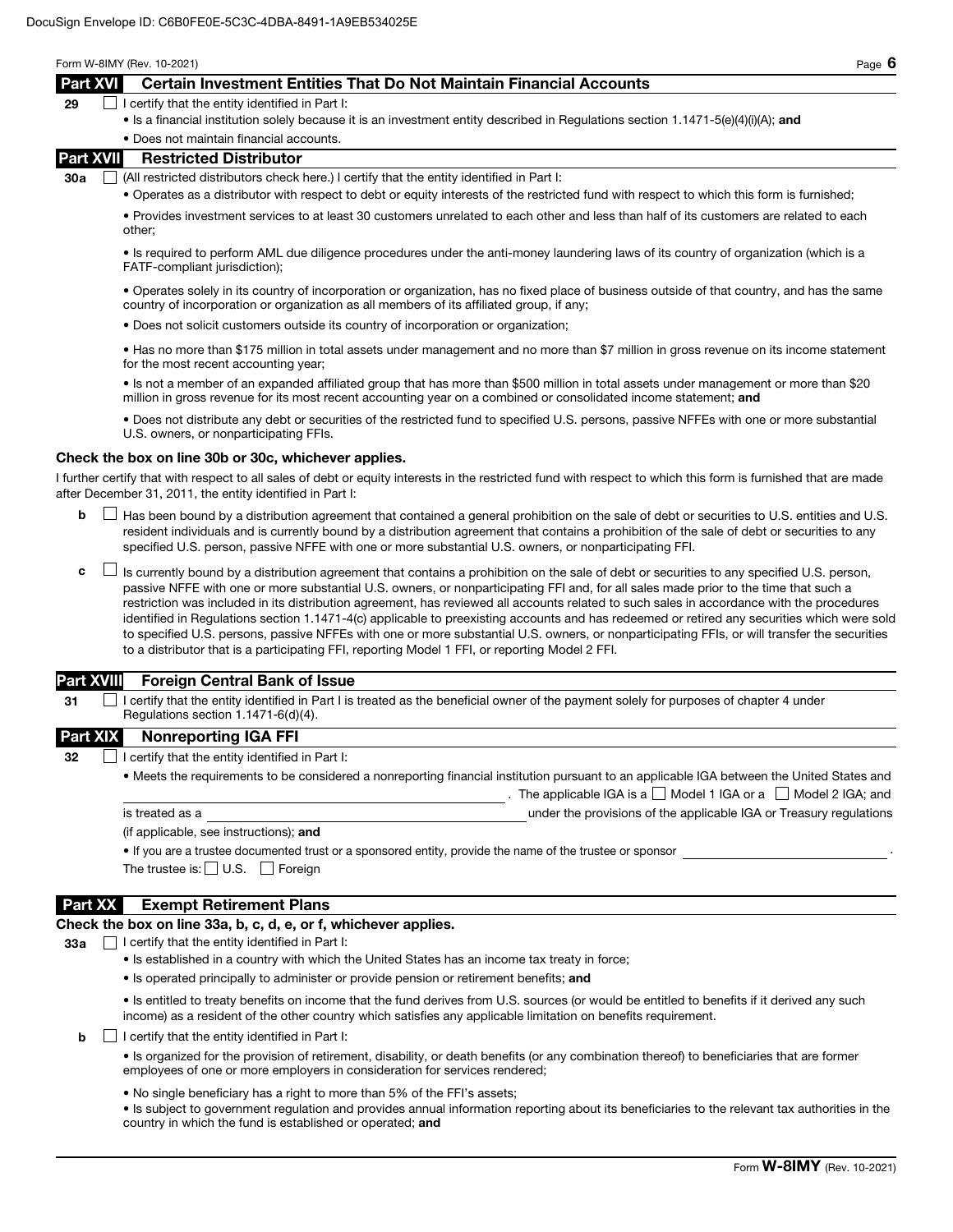## Part XVI Certain Investment Entities That Do Not Maintain Financial Accounts

**29** ☐ I certify that the entity identified in Part I:

- Is a financial institution solely because it is an investment entity described in Regulations section 1.1471-5(e)(4)(i)(A); **and**
- Does not maintain financial accounts.

## Part XVII Restricted Distributor

**30a** ☐ (All restricted distributors check here.) I certify that the entity identified in Part I:

- Operates as a distributor with respect to debt or equity interests of the restricted fund with respect to which this form is furnished;
- Provides investment services to at least 30 customers unrelated to each other and less than half of its customers are related to each other;
- Is required to perform AML due diligence procedures under the anti-money laundering laws of its country of organization (which is a FATF-compliant jurisdiction);
- Operates solely in its country of incorporation or organization, has no fixed place of business outside of that country, and has the same country of incorporation or organization as all members of its affiliated group, if any;
- Does not solicit customers outside its country of incorporation or organization;
- Has no more than $175 million in total assets under management and no more than $7 million in gross revenue on its income statement for the most recent accounting year;
- Is not a member of an expanded affiliated group that has more than $500 million in total assets under management or more than $20 million in gross revenue for its most recent accounting year on a combined or consolidated income statement; **and**
- Does not distribute any debt or securities of the restricted fund to specified U.S. persons, passive NFFEs with one or more substantial U.S. owners, or nonparticipating FFIs.

**Check the box on line 30b or 30c, whichever applies.**

I further certify that with respect to all sales of debt or equity interests in the restricted fund with respect to which this form is furnished that are made after December 31, 2011, the entity identified in Part I:

**b** ☐ Has been bound by a distribution agreement that contained a general prohibition on the sale of debt or securities to U.S. entities and U.S. resident individuals and is currently bound by a distribution agreement that contains a prohibition of the sale of debt or securities to any specified U.S. person, passive NFFE with one or more substantial U.S. owners, or nonparticipating FFI.

**c** ☐ Is currently bound by a distribution agreement that contains a prohibition on the sale of debt or securities to any specified U.S. person, passive NFFE with one or more substantial U.S. owners, or nonparticipating FFI and, for all sales made prior to the time that such a restriction was included in its distribution agreement, has reviewed all accounts related to such sales in accordance with the procedures identified in Regulations section 1.1471-4(c) applicable to preexisting accounts and has redeemed or retired any securities which were sold to specified U.S. persons, passive NFFEs with one or more substantial U.S. owners, or nonparticipating FFIs, or will transfer the securities to a distributor that is a participating FFI, reporting Model 1 FFI, or reporting Model 2 FFI.

## Part XVIII Foreign Central Bank of Issue

**31** ☐ I certify that the entity identified in Part I is treated as the beneficial owner of the payment solely for purposes of chapter 4 under Regulations section 1.1471-6(d)(4).

## Part XIX Nonreporting IGA FFI

**32** ☐ I certify that the entity identified in Part I:

- Meets the requirements to be considered a nonreporting financial institution pursuant to an applicable IGA between the United States and ______________________. The applicable IGA is a ☐ Model 1 IGA or a ☐ Model 2 IGA; and

is treated as a ______________________ under the provisions of the applicable IGA or Treasury regulations (if applicable, see instructions); **and**

- If you are a trustee documented trust or a sponsored entity, provide the name of the trustee or sponsor ______________________.

The trustee is: ☐ U.S. ☐ Foreign

## Part XX Exempt Retirement Plans

**Check the box on line 33a, b, c, d, e, or f, whichever applies.**

**33a** ☐ I certify that the entity identified in Part I:

- Is established in a country with which the United States has an income tax treaty in force;
- Is operated principally to administer or provide pension or retirement benefits; **and**
- Is entitled to treaty benefits on income that the fund derives from U.S. sources (or would be entitled to benefits if it derived any such income) as a resident of the other country which satisfies any applicable limitation on benefits requirement.

**b** ☐ I certify that the entity identified in Part I:

- Is organized for the provision of retirement, disability, or death benefits (or any combination thereof) to beneficiaries that are former employees of one or more employers in consideration for services rendered;
- No single beneficiary has a right to more than 5% of the FFI's assets;
- Is subject to government regulation and provides annual information reporting about its beneficiaries to the relevant tax authorities in the country in which the fund is established or operated; **and**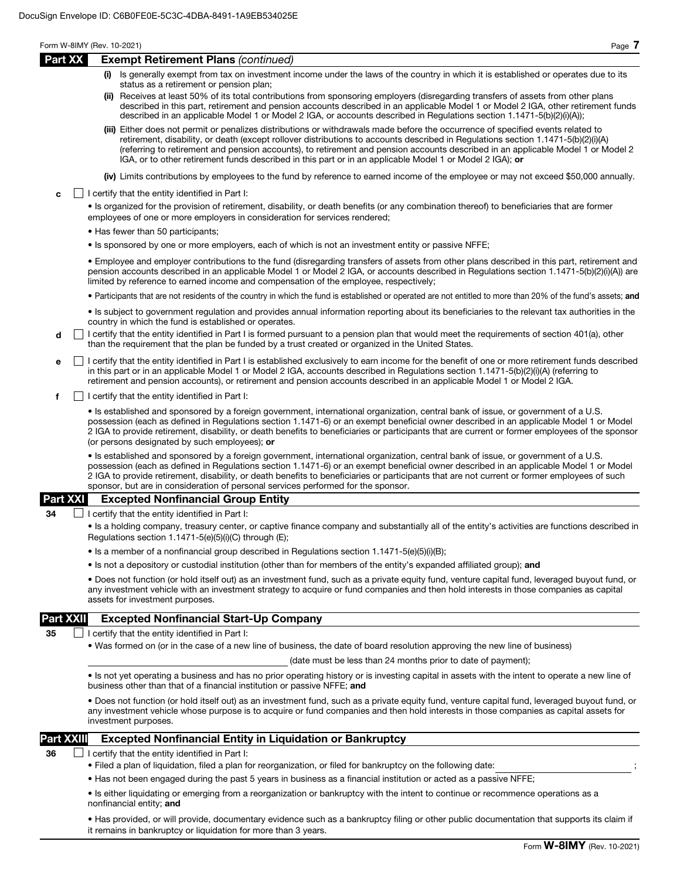DocuSign Envelope ID: C6B0FE0E-5C3C-4DBA-8491-1A9EB534025E

## Part XX Exempt Retirement Plans *(continued)*

**(i)** Is generally exempt from tax on investment income under the laws of the country in which it is established or operates due to its status as a retirement or pension plan;

**(ii)** Receives at least 50% of its total contributions from sponsoring employers (disregarding transfers of assets from other plans described in this part, retirement and pension accounts described in an applicable Model 1 or Model 2 IGA, other retirement funds described in an applicable Model 1 or Model 2 IGA, or accounts described in Regulations section 1.1471-5(b)(2)(i)(A));

**(iii)** Either does not permit or penalizes distributions or withdrawals made before the occurrence of specified events related to retirement, disability, or death (except rollover distributions to accounts described in Regulations section 1.1471-5(b)(2)(i)(A) (referring to retirement and pension accounts), to retirement and pension accounts described in an applicable Model 1 or Model 2 IGA, or to other retirement funds described in this part or in an applicable Model 1 or Model 2 IGA); **or**

**(iv)** Limits contributions by employees to the fund by reference to earned income of the employee or may not exceed $50,000 annually.

**c** ☐ I certify that the entity identified in Part I:

- Is organized for the provision of retirement, disability, or death benefits (or any combination thereof) to beneficiaries that are former employees of one or more employers in consideration for services rendered;
- Has fewer than 50 participants;
- Is sponsored by one or more employers, each of which is not an investment entity or passive NFFE;
- Employee and employer contributions to the fund (disregarding transfers of assets from other plans described in this part, retirement and pension accounts described in an applicable Model 1 or Model 2 IGA, or accounts described in Regulations section 1.1471-5(b)(2)(i)(A)) are limited by reference to earned income and compensation of the employee, respectively;
- Participants that are not residents of the country in which the fund is established or operated are not entitled to more than 20% of the fund's assets; **and**
- Is subject to government regulation and provides annual information reporting about its beneficiaries to the relevant tax authorities in the country in which the fund is established or operates.

**d** ☐ I certify that the entity identified in Part I is formed pursuant to a pension plan that would meet the requirements of section 401(a), other than the requirement that the plan be funded by a trust created or organized in the United States.

**e** ☐ I certify that the entity identified in Part I is established exclusively to earn income for the benefit of one or more retirement funds described in this part or in an applicable Model 1 or Model 2 IGA, accounts described in Regulations section 1.1471-5(b)(2)(i)(A) (referring to retirement and pension accounts), or retirement and pension accounts described in an applicable Model 1 or Model 2 IGA.

**f** ☐ I certify that the entity identified in Part I:

- Is established and sponsored by a foreign government, international organization, central bank of issue, or government of a U.S. possession (each as defined in Regulations section 1.1471-6) or an exempt beneficial owner described in an applicable Model 1 or Model 2 IGA to provide retirement, disability, or death benefits to beneficiaries or participants that are current or former employees of the sponsor (or persons designated by such employees); **or**
- Is established and sponsored by a foreign government, international organization, central bank of issue, or government of a U.S. possession (each as defined in Regulations section 1.1471-6) or an exempt beneficial owner described in an applicable Model 1 or Model 2 IGA to provide retirement, disability, or death benefits to beneficiaries or participants that are not current or former employees of such sponsor, but are in consideration of personal services performed for the sponsor.

## Part XXI Excepted Nonfinancial Group Entity

**34** ☐ I certify that the entity identified in Part I:

- Is a holding company, treasury center, or captive finance company and substantially all of the entity's activities are functions described in Regulations section 1.1471-5(e)(5)(i)(C) through (E);
- Is a member of a nonfinancial group described in Regulations section 1.1471-5(e)(5)(i)(B);
- Is not a depository or custodial institution (other than for members of the entity's expanded affiliated group); **and**
- Does not function (or hold itself out) as an investment fund, such as a private equity fund, venture capital fund, leveraged buyout fund, or any investment vehicle with an investment strategy to acquire or fund companies and then hold interests in those companies as capital assets for investment purposes.

## Part XXII Excepted Nonfinancial Start-Up Company

**35** ☐ I certify that the entity identified in Part I:

- Was formed on (or in the case of a new line of business, the date of board resolution approving the new line of business)

  ______________________ (date must be less than 24 months prior to date of payment);

- Is not yet operating a business and has no prior operating history or is investing capital in assets with the intent to operate a new line of business other than that of a financial institution or passive NFFE; **and**
- Does not function (or hold itself out) as an investment fund, such as a private equity fund, venture capital fund, leveraged buyout fund, or any investment vehicle whose purpose is to acquire or fund companies and then hold interests in those companies as capital assets for investment purposes.

## Part XXIII Excepted Nonfinancial Entity in Liquidation or Bankruptcy

**36** ☐ I certify that the entity identified in Part I:

- Filed a plan of liquidation, filed a plan for reorganization, or filed for bankruptcy on the following date: ______________________ ;
- Has not been engaged during the past 5 years in business as a financial institution or acted as a passive NFFE;
- Is either liquidating or emerging from a reorganization or bankruptcy with the intent to continue or recommence operations as a nonfinancial entity; **and**
- Has provided, or will provide, documentary evidence such as a bankruptcy filing or other public documentation that supports its claim if it remains in bankruptcy or liquidation for more than 3 years.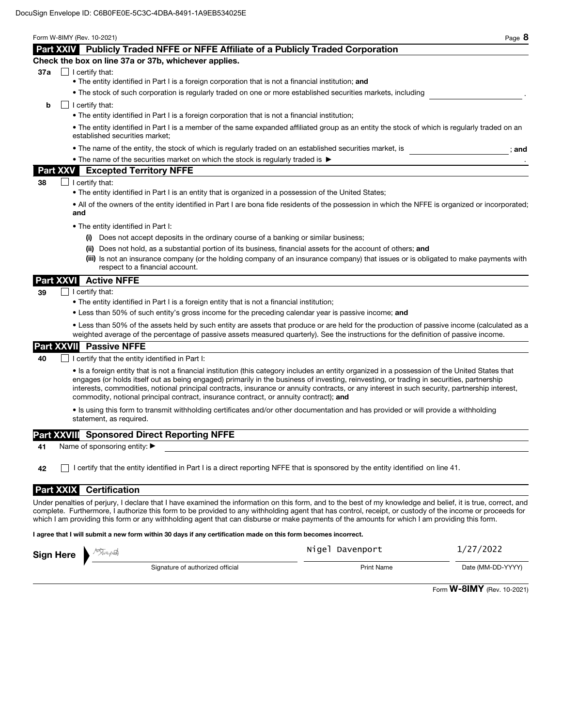DocuSign Envelope ID: C6B0FE0E-5C3C-4DBA-8491-1A9EB534025E

## Part XXIV Publicly Traded NFFE or NFFE Affiliate of a Publicly Traded Corporation

**Check the box on line 37a or 37b, whichever applies.**

**37a** ☐ I certify that:

- The entity identified in Part I is a foreign corporation that is not a financial institution; **and**
- The stock of such corporation is regularly traded on one or more established securities markets, including ______________.

**b** ☐ I certify that:

- The entity identified in Part I is a foreign corporation that is not a financial institution;
- The entity identified in Part I is a member of the same expanded affiliated group as an entity the stock of which is regularly traded on an established securities market;
- The name of the entity, the stock of which is regularly traded on an established securities market, is ______________; **and**
- The name of the securities market on which the stock is regularly traded is ► ______________.

## Part XXV Excepted Territory NFFE

**38** ☐ I certify that:

- The entity identified in Part I is an entity that is organized in a possession of the United States;
- All of the owners of the entity identified in Part I are bona fide residents of the possession in which the NFFE is organized or incorporated; **and**
- The entity identified in Part I:
  - **(i)** Does not accept deposits in the ordinary course of a banking or similar business;
  - **(ii)** Does not hold, as a substantial portion of its business, financial assets for the account of others; **and**
  - **(iii)** Is not an insurance company (or the holding company of an insurance company) that issues or is obligated to make payments with respect to a financial account.

## Part XXVI Active NFFE

**39** ☐ I certify that:

- The entity identified in Part I is a foreign entity that is not a financial institution;
- Less than 50% of such entity's gross income for the preceding calendar year is passive income; **and**
- Less than 50% of the assets held by such entity are assets that produce or are held for the production of passive income (calculated as a weighted average of the percentage of passive assets measured quarterly). See the instructions for the definition of passive income.

## Part XXVII Passive NFFE

**40** ☐ I certify that the entity identified in Part I:

- Is a foreign entity that is not a financial institution (this category includes an entity organized in a possession of the United States that engages (or holds itself out as being engaged) primarily in the business of investing, reinvesting, or trading in securities, partnership interests, commodities, notional principal contracts, insurance or annuity contracts, or any interest in such security, partnership interest, commodity, notional principal contract, insurance contract, or annuity contract); **and**
- Is using this form to transmit withholding certificates and/or other documentation and has provided or will provide a withholding statement, as required.

## Part XXVIII Sponsored Direct Reporting NFFE

**41** Name of sponsoring entity: ► ______________

**42** ☐ I certify that the entity identified in Part I is a direct reporting NFFE that is sponsored by the entity identified on line 41.

## Part XXIX Certification

Under penalties of perjury, I declare that I have examined the information on this form, and to the best of my knowledge and belief, it is true, correct, and complete. Furthermore, I authorize this form to be provided to any withholding agent that has control, receipt, or custody of the income or proceeds for which I am providing this form or any withholding agent that can disburse or make payments of the amounts for which I am providing this form.

**I agree that I will submit a new form within 30 days if any certification made on this form becomes incorrect.**

| Sign Here | | | |
|---|---|---|---|
| | [signature] | Nigel Davenport | 1/27/2022 |
| | Signature of authorized official | Print Name | Date (MM-DD-YYYY) |

Form **W-8IMY** (Rev. 10-2021)